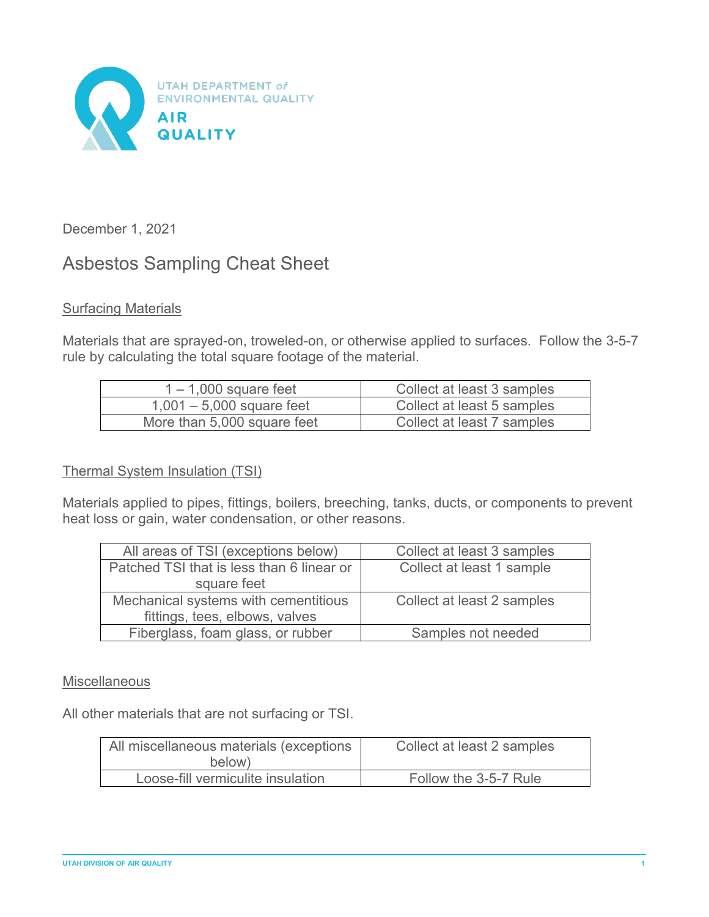UTAH DEPARTMENT of ENVIRONMENTAL QUALITY

AIR QUALITY

December 1, 2021

# Asbestos Sampling Cheat Sheet

## Surfacing Materials

Materials that are sprayed-on, troweled-on, or otherwise applied to surfaces. Follow the 3-5-7 rule by calculating the total square footage of the material.

| | |
|---|---|
| 1 – 1,000 square feet | Collect at least 3 samples |
| 1,001 – 5,000 square feet | Collect at least 5 samples |
| More than 5,000 square feet | Collect at least 7 samples |

## Thermal System Insulation (TSI)

Materials applied to pipes, fittings, boilers, breeching, tanks, ducts, or components to prevent heat loss or gain, water condensation, or other reasons.

| | |
|---|---|
| All areas of TSI (exceptions below) | Collect at least 3 samples |
| Patched TSI that is less than 6 linear or square feet | Collect at least 1 sample |
| Mechanical systems with cementitious fittings, tees, elbows, valves | Collect at least 2 samples |
| Fiberglass, foam glass, or rubber | Samples not needed |

## Miscellaneous

All other materials that are not surfacing or TSI.

| | |
|---|---|
| All miscellaneous materials (exceptions below) | Collect at least 2 samples |
| Loose-fill vermiculite insulation | Follow the 3-5-7 Rule |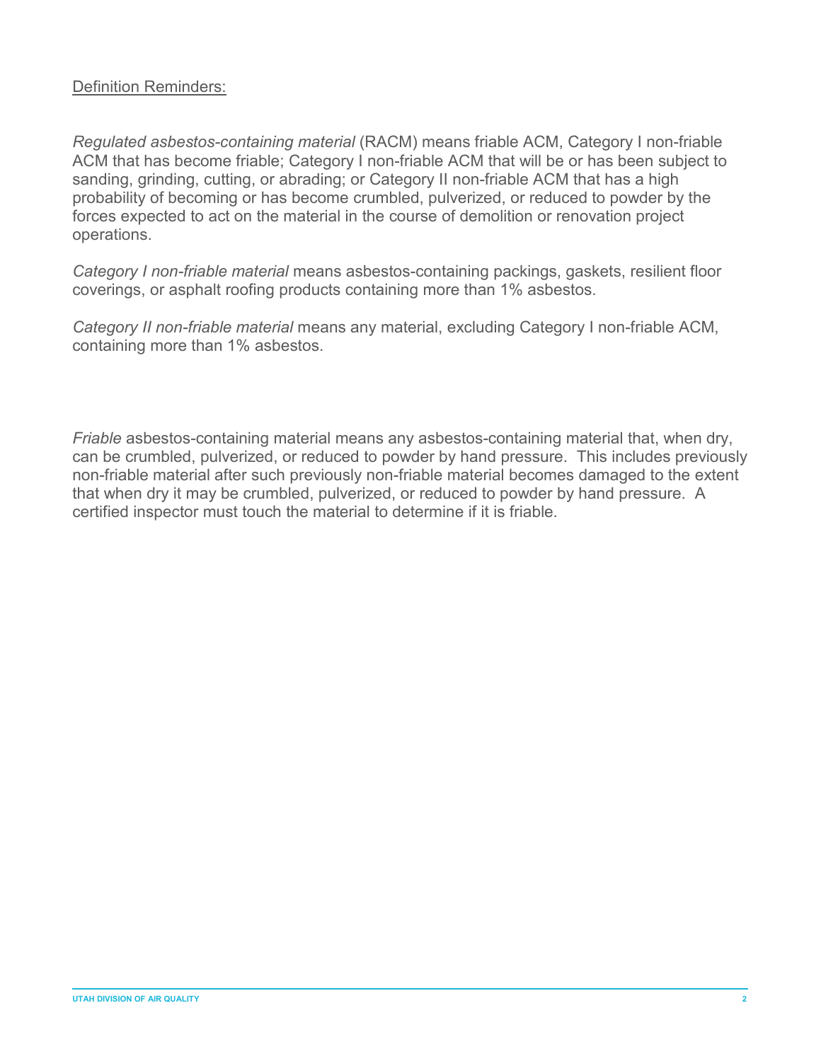Definition Reminders:

*Regulated asbestos-containing material* (RACM) means friable ACM, Category I non-friable ACM that has become friable; Category I non-friable ACM that will be or has been subject to sanding, grinding, cutting, or abrading; or Category II non-friable ACM that has a high probability of becoming or has become crumbled, pulverized, or reduced to powder by the forces expected to act on the material in the course of demolition or renovation project operations.

*Category I non-friable material* means asbestos-containing packings, gaskets, resilient floor coverings, or asphalt roofing products containing more than 1% asbestos.

*Category II non-friable material* means any material, excluding Category I non-friable ACM, containing more than 1% asbestos.

*Friable* asbestos-containing material means any asbestos-containing material that, when dry, can be crumbled, pulverized, or reduced to powder by hand pressure. This includes previously non-friable material after such previously non-friable material becomes damaged to the extent that when dry it may be crumbled, pulverized, or reduced to powder by hand pressure. A certified inspector must touch the material to determine if it is friable.